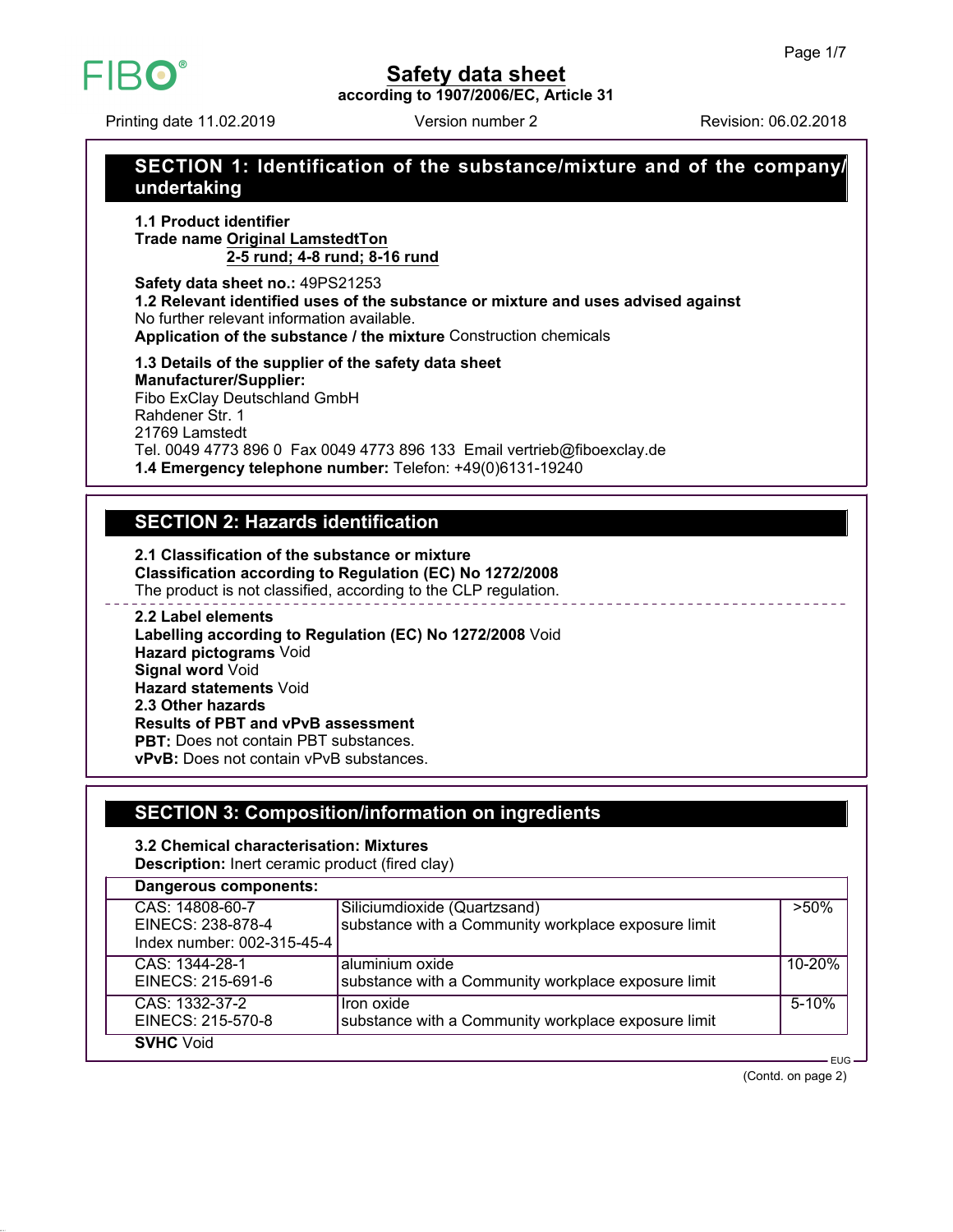# Safety data sheet

**according to 1907/2006/EC, Article 31**

Printing date 11.02.2019 Version number 2 Revision: 06.02.2018

## SECTION 1: Identification of the substance/mixture and of the company/undertaking

**1.1 Product identifier**

**Trade name Original LamstedtTon**
**2-5 rund; 4-8 rund; 8-16 rund**

**Safety data sheet no.:** 49PS21253

**1.2 Relevant identified uses of the substance or mixture and uses advised against**
No further relevant information available.
**Application of the substance / the mixture** Construction chemicals

**1.3 Details of the supplier of the safety data sheet**
**Manufacturer/Supplier:**
Fibo ExClay Deutschland GmbH
Rahdener Str. 1
21769 Lamstedt
Tel. 0049 4773 896 0 Fax 0049 4773 896 133 Email vertrieb@fiboexclay.de

**1.4 Emergency telephone number:** Telefon: +49(0)6131-19240

## SECTION 2: Hazards identification

**2.1 Classification of the substance or mixture**
**Classification according to Regulation (EC) No 1272/2008**
The product is not classified, according to the CLP regulation.

**2.2 Label elements**
**Labelling according to Regulation (EC) No 1272/2008** Void
**Hazard pictograms** Void
**Signal word** Void
**Hazard statements** Void

**2.3 Other hazards**
**Results of PBT and vPvB assessment**
**PBT:** Does not contain PBT substances.
**vPvB:** Does not contain vPvB substances.

## SECTION 3: Composition/information on ingredients

**3.2 Chemical characterisation: Mixtures**
**Description:** Inert ceramic product (fired clay)

| **Dangerous components:** | | |
|---|---|---|
| CAS: 14808-60-7<br>EINECS: 238-878-4<br>Index number: 002-315-45-4 | Siliciumdioxide (Quartzsand)<br>substance with a Community workplace exposure limit | >50% |
| CAS: 1344-28-1<br>EINECS: 215-691-6 | aluminium oxide<br>substance with a Community workplace exposure limit | 10-20% |
| CAS: 1332-37-2<br>EINECS: 215-570-8 | Iron oxide<br>substance with a Community workplace exposure limit | 5-10% |

**SVHC** Void

(Contd. on page 2)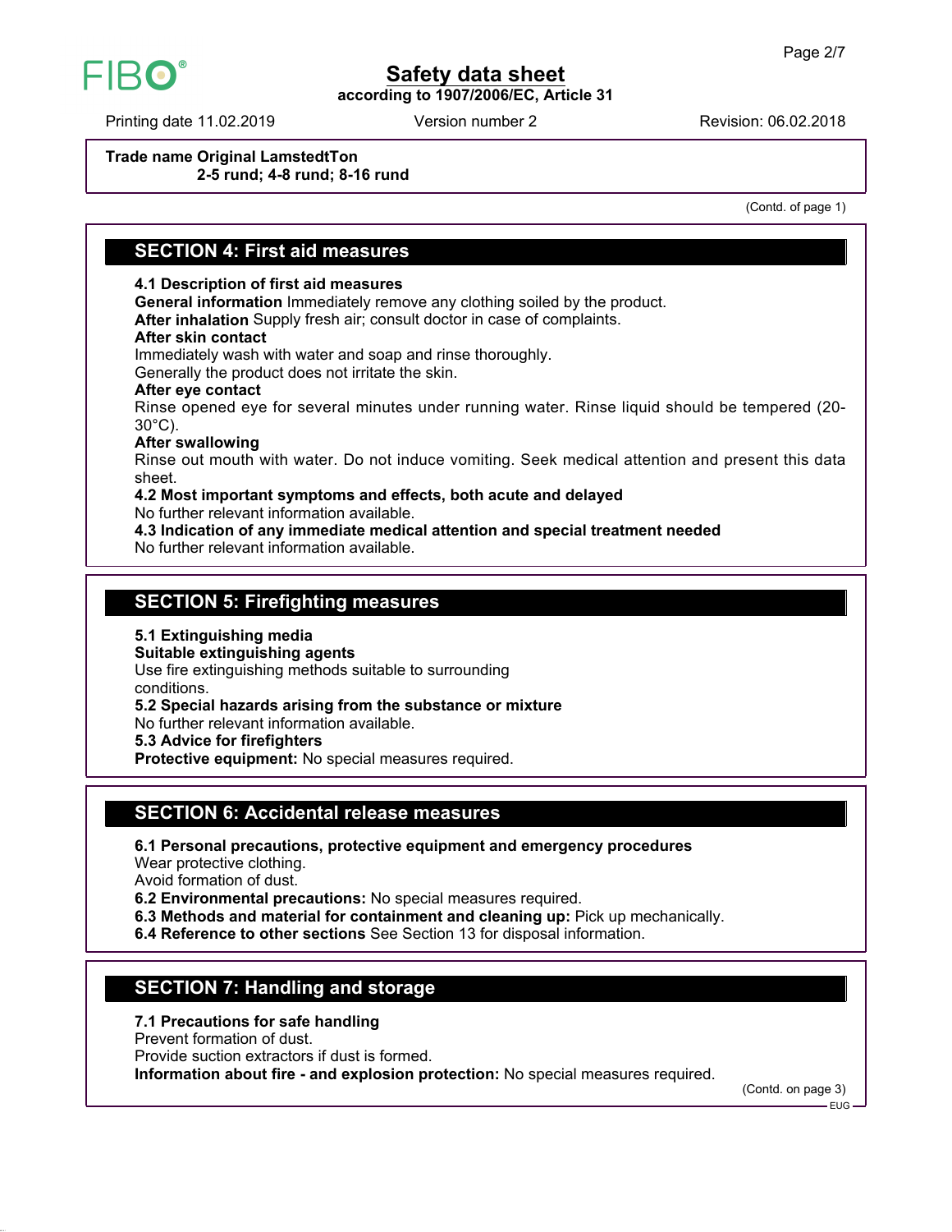**Trade name Original LamstedtTon**
**2-5 rund; 4-8 rund; 8-16 rund**

(Contd. of page 1)

## SECTION 4: First aid measures

**4.1 Description of first aid measures**
**General information** Immediately remove any clothing soiled by the product.
**After inhalation** Supply fresh air; consult doctor in case of complaints.
**After skin contact**
Immediately wash with water and soap and rinse thoroughly.
Generally the product does not irritate the skin.
**After eye contact**
Rinse opened eye for several minutes under running water. Rinse liquid should be tempered (20-30°C).
**After swallowing**
Rinse out mouth with water. Do not induce vomiting. Seek medical attention and present this data sheet.
**4.2 Most important symptoms and effects, both acute and delayed**
No further relevant information available.
**4.3 Indication of any immediate medical attention and special treatment needed**
No further relevant information available.

## SECTION 5: Firefighting measures

**5.1 Extinguishing media**
**Suitable extinguishing agents**
Use fire extinguishing methods suitable to surrounding conditions.
**5.2 Special hazards arising from the substance or mixture**
No further relevant information available.
**5.3 Advice for firefighters**
**Protective equipment:** No special measures required.

## SECTION 6: Accidental release measures

**6.1 Personal precautions, protective equipment and emergency procedures**
Wear protective clothing.
Avoid formation of dust.
**6.2 Environmental precautions:** No special measures required.
**6.3 Methods and material for containment and cleaning up:** Pick up mechanically.
**6.4 Reference to other sections** See Section 13 for disposal information.

## SECTION 7: Handling and storage

**7.1 Precautions for safe handling**
Prevent formation of dust.
Provide suction extractors if dust is formed.
**Information about fire - and explosion protection:** No special measures required.

(Contd. on page 3)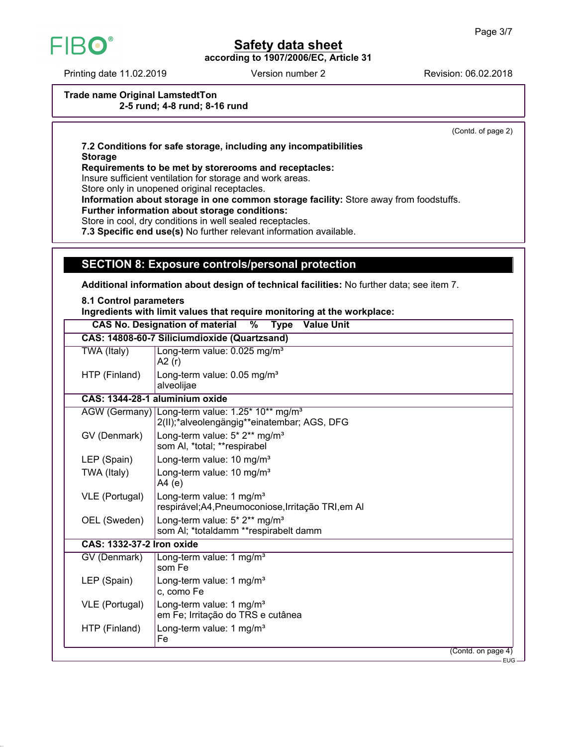# Safety data sheet

**according to 1907/2006/EC, Article 31**

Printing date 11.02.2019 Version number 2 Revision: 06.02.2018

**Trade name Original LamstedtTon**
**2-5 rund; 4-8 rund; 8-16 rund**

(Contd. of page 2)

**7.2 Conditions for safe storage, including any incompatibilities**
**Storage**
**Requirements to be met by storerooms and receptacles:**
Insure sufficient ventilation for storage and work areas.
Store only in unopened original receptacles.
**Information about storage in one common storage facility:** Store away from foodstuffs.
**Further information about storage conditions:**
Store in cool, dry conditions in well sealed receptacles.
**7.3 Specific end use(s)** No further relevant information available.

## SECTION 8: Exposure controls/personal protection

**Additional information about design of technical facilities:** No further data; see item 7.

**8.1 Control parameters**
**Ingredients with limit values that require monitoring at the workplace:**

| CAS No. Designation of material % Type Value Unit | |
|---|---|
| **CAS: 14808-60-7 Siliciumdioxide (Quartzsand)** | |
| TWA (Italy) | Long-term value: 0.025 mg/m³<br>A2 (r) |
| HTP (Finland) | Long-term value: 0.05 mg/m³<br>alveolijae |
| **CAS: 1344-28-1 aluminium oxide** | |
| AGW (Germany) | Long-term value: 1.25* 10** mg/m³<br>2(II);*alveolengängig**einatembar; AGS, DFG |
| GV (Denmark) | Long-term value: 5* 2** mg/m³<br>som Al, *total; **respirabel |
| LEP (Spain) | Long-term value: 10 mg/m³ |
| TWA (Italy) | Long-term value: 10 mg/m³<br>A4 (e) |
| VLE (Portugal) | Long-term value: 1 mg/m³<br>respirável;A4,Pneumoconiose,Irritação TRI,em Al |
| OEL (Sweden) | Long-term value: 5* 2** mg/m³<br>som Al; *totaldamm **respirabelt damm |
| **CAS: 1332-37-2 Iron oxide** | |
| GV (Denmark) | Long-term value: 1 mg/m³<br>som Fe |
| LEP (Spain) | Long-term value: 1 mg/m³<br>c, como Fe |
| VLE (Portugal) | Long-term value: 1 mg/m³<br>em Fe; Irritação do TRS e cutânea |
| HTP (Finland) | Long-term value: 1 mg/m³<br>Fe |

(Contd. on page 4)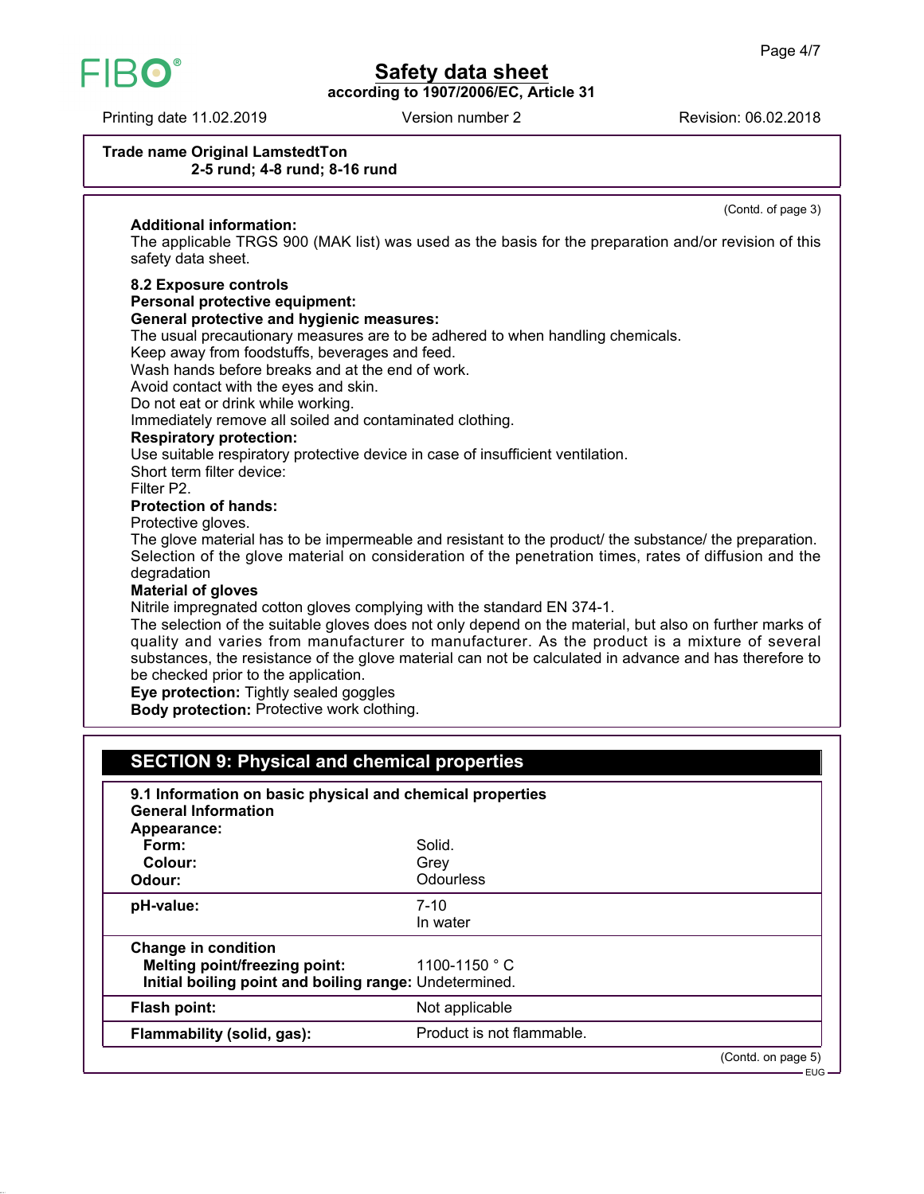**Trade name Original LamstedtTon**
**2-5 rund; 4-8 rund; 8-16 rund**

(Contd. of page 3)

**Additional information:**
The applicable TRGS 900 (MAK list) was used as the basis for the preparation and/or revision of this safety data sheet.

**8.2 Exposure controls**
**Personal protective equipment:**
**General protective and hygienic measures:**
The usual precautionary measures are to be adhered to when handling chemicals.
Keep away from foodstuffs, beverages and feed.
Wash hands before breaks and at the end of work.
Avoid contact with the eyes and skin.
Do not eat or drink while working.
Immediately remove all soiled and contaminated clothing.
**Respiratory protection:**
Use suitable respiratory protective device in case of insufficient ventilation.
Short term filter device:
Filter P2.
**Protection of hands:**
Protective gloves.
The glove material has to be impermeable and resistant to the product/ the substance/ the preparation.
Selection of the glove material on consideration of the penetration times, rates of diffusion and the degradation
**Material of gloves**
Nitrile impregnated cotton gloves complying with the standard EN 374-1.
The selection of the suitable gloves does not only depend on the material, but also on further marks of quality and varies from manufacturer to manufacturer. As the product is a mixture of several substances, the resistance of the glove material can not be calculated in advance and has therefore to be checked prior to the application.
**Eye protection:** Tightly sealed goggles
**Body protection:** Protective work clothing.

## SECTION 9: Physical and chemical properties

**9.1 Information on basic physical and chemical properties**
**General Information**

| | |
|---|---|
| **Appearance:** | |
| **Form:** | Solid. |
| **Colour:** | Grey |
| **Odour:** | Odourless |
| **pH-value:** | 7-10<br>In water |
| **Change in condition** | |
| **Melting point/freezing point:** | 1100-1150 ° C |
| **Initial boiling point and boiling range:** | Undetermined. |
| **Flash point:** | Not applicable |
| **Flammability (solid, gas):** | Product is not flammable. |

(Contd. on page 5)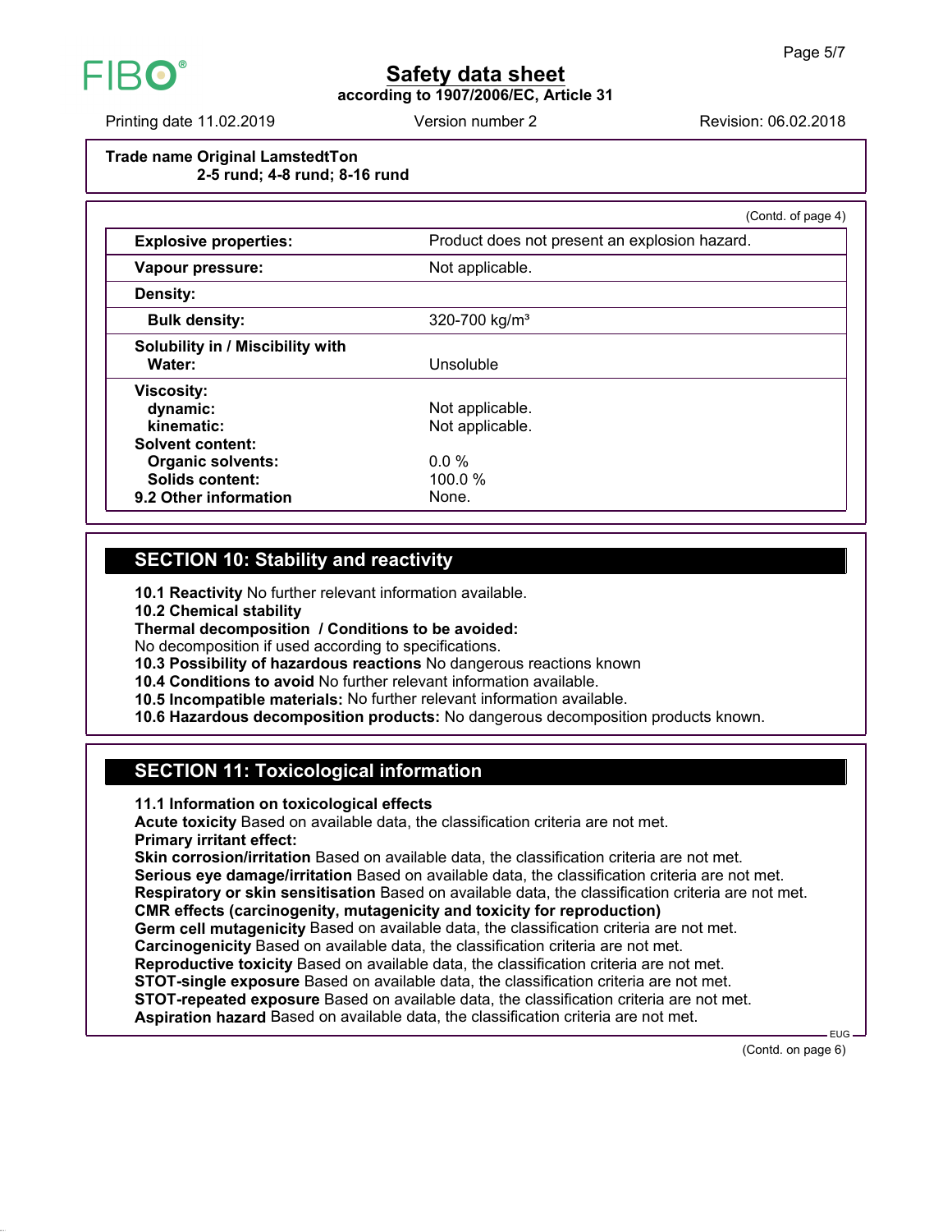**Trade name Original LamstedtTon**
**2-5 rund; 4-8 rund; 8-16 rund**

(Contd. of page 4)

| | |
|---|---|
| **Explosive properties:** | Product does not present an explosion hazard. |
| **Vapour pressure:** | Not applicable. |
| **Density:** | |
| **Bulk density:** | 320-700 kg/m³ |
| **Solubility in / Miscibility with Water:** | Unsoluble |
| **Viscosity:** | |
| **dynamic:** | Not applicable. |
| **kinematic:** | Not applicable. |
| **Solvent content:** | |
| **Organic solvents:** | 0.0 % |
| **Solids content:** | 100.0 % |
| **9.2 Other information** | None. |

## SECTION 10: Stability and reactivity

**10.1 Reactivity** No further relevant information available.
**10.2 Chemical stability**
**Thermal decomposition / Conditions to be avoided:**
No decomposition if used according to specifications.
**10.3 Possibility of hazardous reactions** No dangerous reactions known
**10.4 Conditions to avoid** No further relevant information available.
**10.5 Incompatible materials:** No further relevant information available.
**10.6 Hazardous decomposition products:** No dangerous decomposition products known.

## SECTION 11: Toxicological information

**11.1 Information on toxicological effects**
**Acute toxicity** Based on available data, the classification criteria are not met.
**Primary irritant effect:**
**Skin corrosion/irritation** Based on available data, the classification criteria are not met.
**Serious eye damage/irritation** Based on available data, the classification criteria are not met.
**Respiratory or skin sensitisation** Based on available data, the classification criteria are not met.
**CMR effects (carcinogenity, mutagenicity and toxicity for reproduction)**
**Germ cell mutagenicity** Based on available data, the classification criteria are not met.
**Carcinogenicity** Based on available data, the classification criteria are not met.
**Reproductive toxicity** Based on available data, the classification criteria are not met.
**STOT-single exposure** Based on available data, the classification criteria are not met.
**STOT-repeated exposure** Based on available data, the classification criteria are not met.
**Aspiration hazard** Based on available data, the classification criteria are not met.

(Contd. on page 6)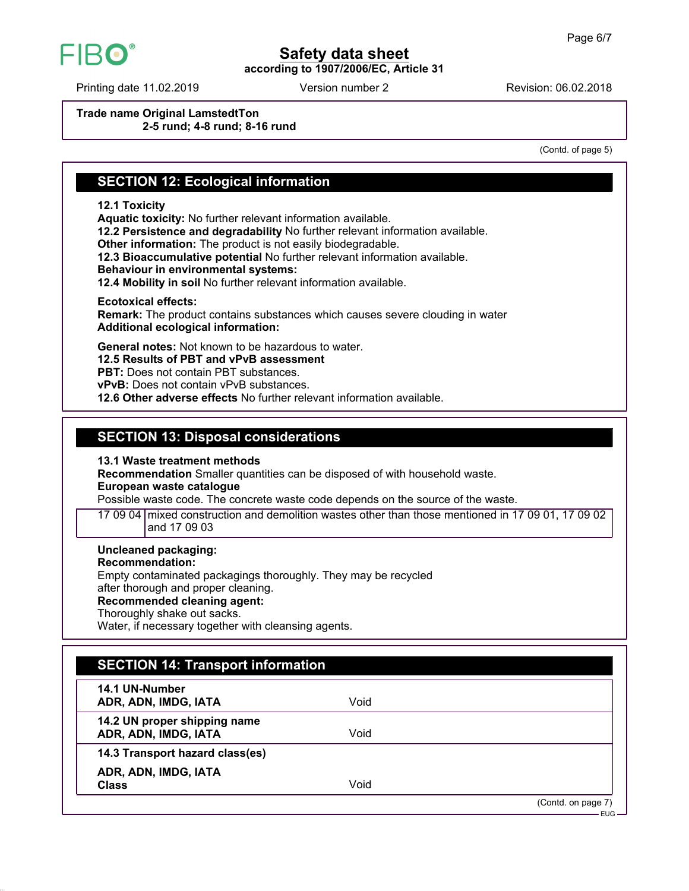**Trade name Original LamstedtTon**
**2-5 rund; 4-8 rund; 8-16 rund**

(Contd. of page 5)

## SECTION 12: Ecological information

**12.1 Toxicity**
**Aquatic toxicity:** No further relevant information available.
**12.2 Persistence and degradability** No further relevant information available.
**Other information:** The product is not easily biodegradable.
**12.3 Bioaccumulative potential** No further relevant information available.
**Behaviour in environmental systems:**
**12.4 Mobility in soil** No further relevant information available.

**Ecotoxical effects:**
**Remark:** The product contains substances which causes severe clouding in water
**Additional ecological information:**

**General notes:** Not known to be hazardous to water.
**12.5 Results of PBT and vPvB assessment**
**PBT:** Does not contain PBT substances.
**vPvB:** Does not contain vPvB substances.
**12.6 Other adverse effects** No further relevant information available.

## SECTION 13: Disposal considerations

**13.1 Waste treatment methods**
**Recommendation** Smaller quantities can be disposed of with household waste.
**European waste catalogue**
Possible waste code. The concrete waste code depends on the source of the waste.

| | |
|---|---|
| 17 09 04 | mixed construction and demolition wastes other than those mentioned in 17 09 01, 17 09 02 and 17 09 03 |

**Uncleaned packaging:**
**Recommendation:**
Empty contaminated packagings thoroughly. They may be recycled
after thorough and proper cleaning.
**Recommended cleaning agent:**
Thoroughly shake out sacks.
Water, if necessary together with cleansing agents.

## SECTION 14: Transport information

| | |
|---|---|
| **14.1 UN-Number**<br>**ADR, ADN, IMDG, IATA** | Void |
| **14.2 UN proper shipping name**<br>**ADR, ADN, IMDG, IATA** | Void |
| **14.3 Transport hazard class(es)**<br><br>**ADR, ADN, IMDG, IATA**<br>**Class** | Void |

(Contd. on page 7)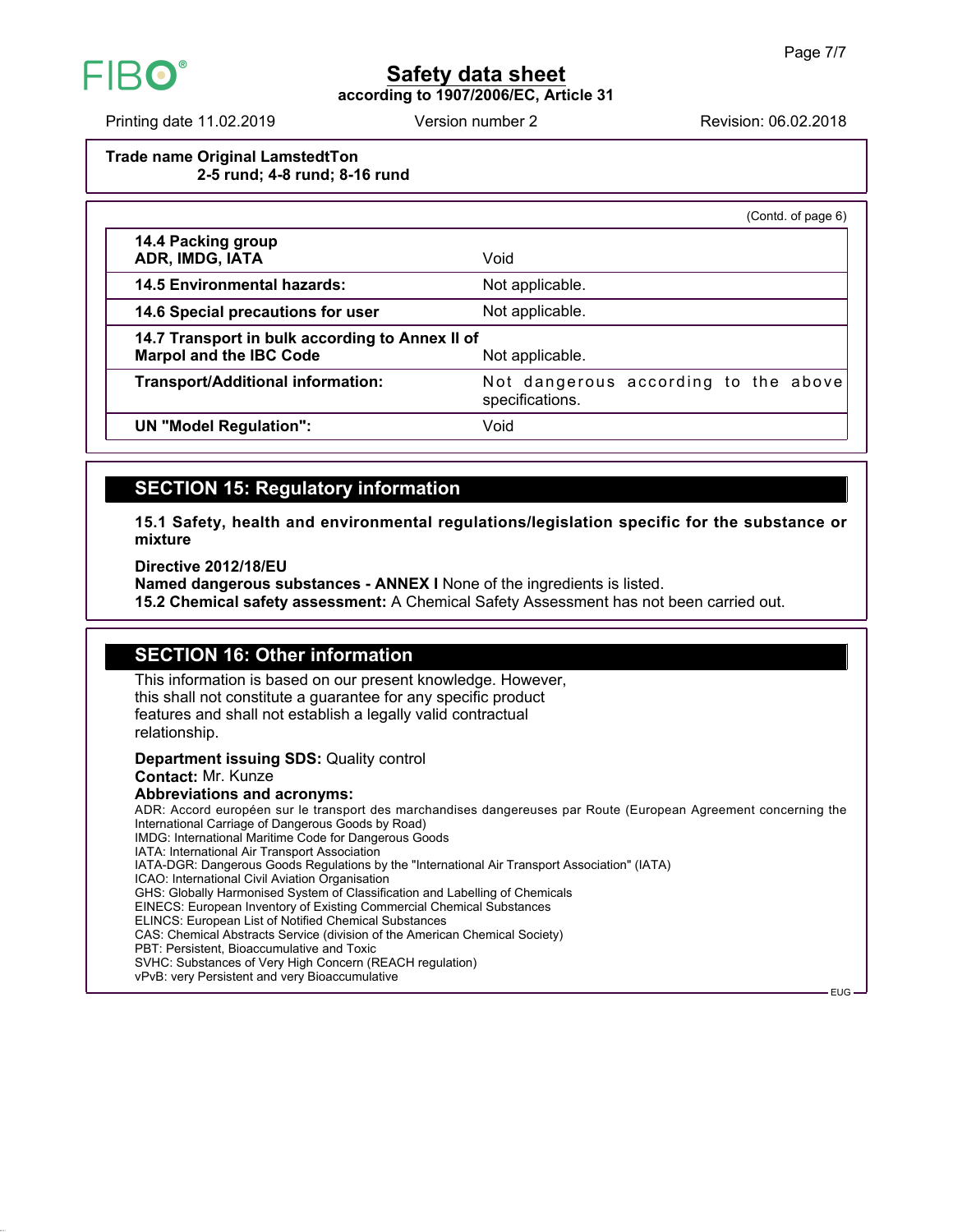**Trade name Original LamstedtTon**
**2-5 rund; 4-8 rund; 8-16 rund**

(Contd. of page 6)

| | |
|---|---|
| **14.4 Packing group**<br>**ADR, IMDG, IATA** | Void |
| **14.5 Environmental hazards:** | Not applicable. |
| **14.6 Special precautions for user** | Not applicable. |
| **14.7 Transport in bulk according to Annex II of Marpol and the IBC Code** | Not applicable. |
| **Transport/Additional information:** | Not dangerous according to the above specifications. |
| **UN "Model Regulation":** | Void |

## SECTION 15: Regulatory information

**15.1 Safety, health and environmental regulations/legislation specific for the substance or mixture**

**Directive 2012/18/EU**
**Named dangerous substances - ANNEX I** None of the ingredients is listed.
**15.2 Chemical safety assessment:** A Chemical Safety Assessment has not been carried out.

## SECTION 16: Other information

This information is based on our present knowledge. However, this shall not constitute a guarantee for any specific product features and shall not establish a legally valid contractual relationship.

**Department issuing SDS:** Quality control
**Contact:** Mr. Kunze
**Abbreviations and acronyms:**
ADR: Accord européen sur le transport des marchandises dangereuses par Route (European Agreement concerning the International Carriage of Dangerous Goods by Road)
IMDG: International Maritime Code for Dangerous Goods
IATA: International Air Transport Association
IATA-DGR: Dangerous Goods Regulations by the "International Air Transport Association" (IATA)
ICAO: International Civil Aviation Organisation
GHS: Globally Harmonised System of Classification and Labelling of Chemicals
EINECS: European Inventory of Existing Commercial Chemical Substances
ELINCS: European List of Notified Chemical Substances
CAS: Chemical Abstracts Service (division of the American Chemical Society)
PBT: Persistent, Bioaccumulative and Toxic
SVHC: Substances of Very High Concern (REACH regulation)
vPvB: very Persistent and very Bioaccumulative

EUG